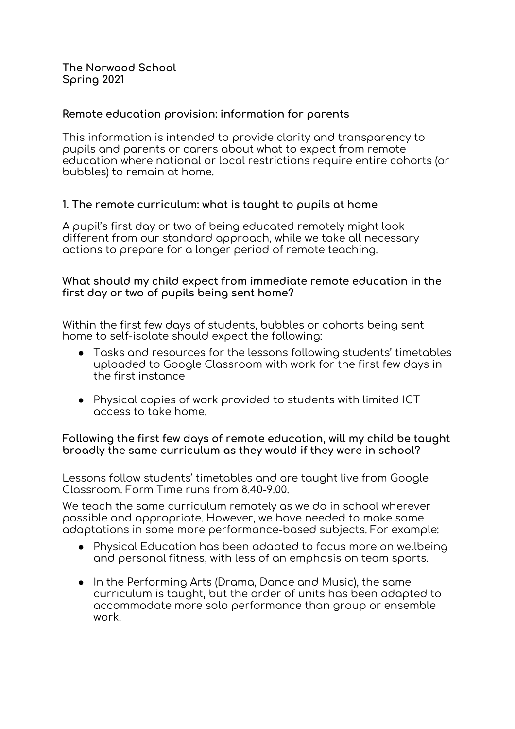**The Norwood School**
**Spring 2021**

## Remote education provision: information for parents

This information is intended to provide clarity and transparency to pupils and parents or carers about what to expect from remote education where national or local restrictions require entire cohorts (or bubbles) to remain at home.

### 1. The remote curriculum: what is taught to pupils at home

A pupil's first day or two of being educated remotely might look different from our standard approach, while we take all necessary actions to prepare for a longer period of remote teaching.

**What should my child expect from immediate remote education in the first day or two of pupils being sent home?**

Within the first few days of students, bubbles or cohorts being sent home to self-isolate should expect the following:

- Tasks and resources for the lessons following students' timetables uploaded to Google Classroom with work for the first few days in the first instance
- Physical copies of work provided to students with limited ICT access to take home.

**Following the first few days of remote education, will my child be taught broadly the same curriculum as they would if they were in school?**

Lessons follow students' timetables and are taught live from Google Classroom. Form Time runs from 8.40-9.00.

We teach the same curriculum remotely as we do in school wherever possible and appropriate. However, we have needed to make some adaptations in some more performance-based subjects. For example:

- Physical Education has been adapted to focus more on wellbeing and personal fitness, with less of an emphasis on team sports.
- In the Performing Arts (Drama, Dance and Music), the same curriculum is taught, but the order of units has been adapted to accommodate more solo performance than group or ensemble work.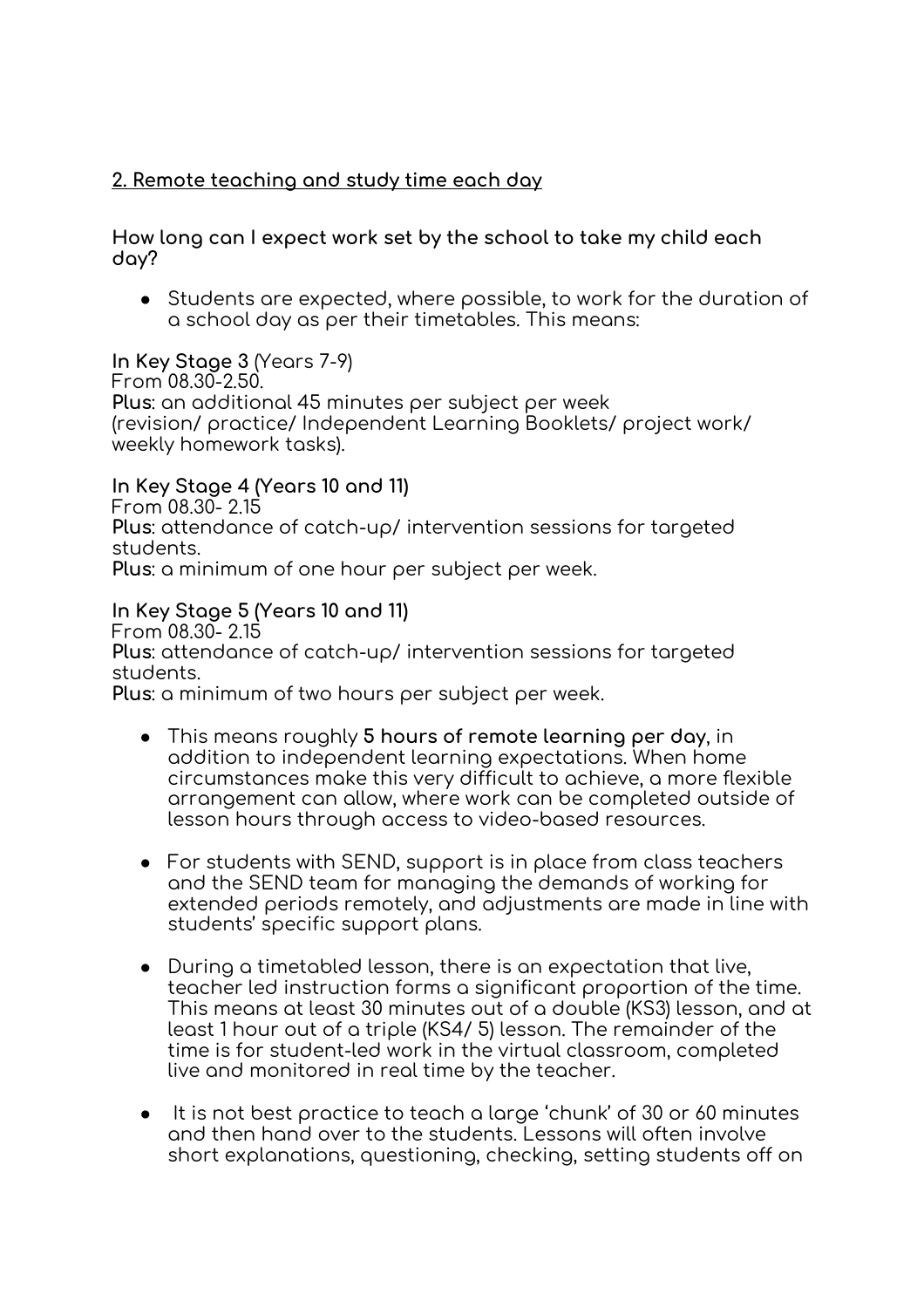## 2. Remote teaching and study time each day

**How long can I expect work set by the school to take my child each day?**

- Students are expected, where possible, to work for the duration of a school day as per their timetables. This means:

**In Key Stage 3** (Years 7-9)
From 08.30-2.50.
**Plus**: an additional 45 minutes per subject per week (revision/ practice/ Independent Learning Booklets/ project work/ weekly homework tasks).

**In Key Stage 4 (Years 10 and 11)**
From 08.30- 2.15
**Plus**: attendance of catch-up/ intervention sessions for targeted students.
**Plus**: a minimum of one hour per subject per week.

**In Key Stage 5 (Years 10 and 11)**
From 08.30- 2.15
**Plus**: attendance of catch-up/ intervention sessions for targeted students.
**Plus**: a minimum of two hours per subject per week.

- This means roughly **5 hours of remote learning per day**, in addition to independent learning expectations. When home circumstances make this very difficult to achieve, a more flexible arrangement can allow, where work can be completed outside of lesson hours through access to video-based resources.

- For students with SEND, support is in place from class teachers and the SEND team for managing the demands of working for extended periods remotely, and adjustments are made in line with students' specific support plans.

- During a timetabled lesson, there is an expectation that live, teacher led instruction forms a significant proportion of the time. This means at least 30 minutes out of a double (KS3) lesson, and at least 1 hour out of a triple (KS4/ 5) lesson. The remainder of the time is for student-led work in the virtual classroom, completed live and monitored in real time by the teacher.

- It is not best practice to teach a large 'chunk' of 30 or 60 minutes and then hand over to the students. Lessons will often involve short explanations, questioning, checking, setting students off on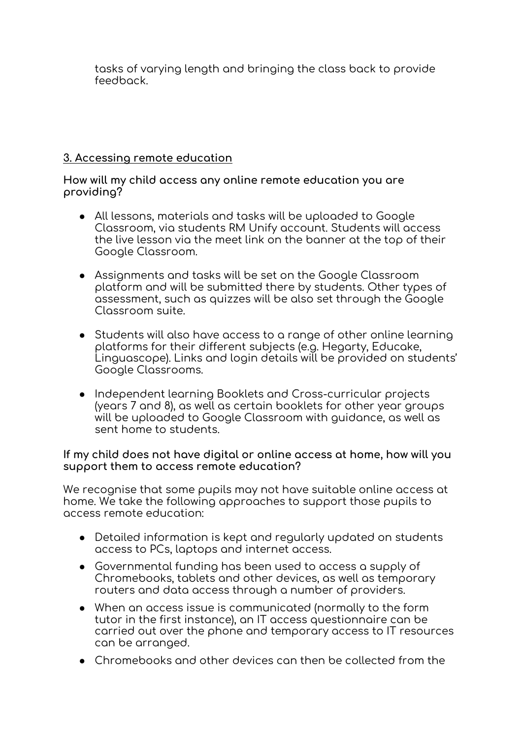tasks of varying length and bringing the class back to provide feedback.

## 3. Accessing remote education

**How will my child access any online remote education you are providing?**

- All lessons, materials and tasks will be uploaded to Google Classroom, via students RM Unify account. Students will access the live lesson via the meet link on the banner at the top of their Google Classroom.
- Assignments and tasks will be set on the Google Classroom platform and will be submitted there by students. Other types of assessment, such as quizzes will be also set through the Google Classroom suite.
- Students will also have access to a range of other online learning platforms for their different subjects (e.g. Hegarty, Educake, Linguascope). Links and login details will be provided on students' Google Classrooms.
- Independent learning Booklets and Cross-curricular projects (years 7 and 8), as well as certain booklets for other year groups will be uploaded to Google Classroom with guidance, as well as sent home to students.

**If my child does not have digital or online access at home, how will you support them to access remote education?**

We recognise that some pupils may not have suitable online access at home. We take the following approaches to support those pupils to access remote education:

- Detailed information is kept and regularly updated on students access to PCs, laptops and internet access.
- Governmental funding has been used to access a supply of Chromebooks, tablets and other devices, as well as temporary routers and data access through a number of providers.
- When an access issue is communicated (normally to the form tutor in the first instance), an IT access questionnaire can be carried out over the phone and temporary access to IT resources can be arranged.
- Chromebooks and other devices can then be collected from the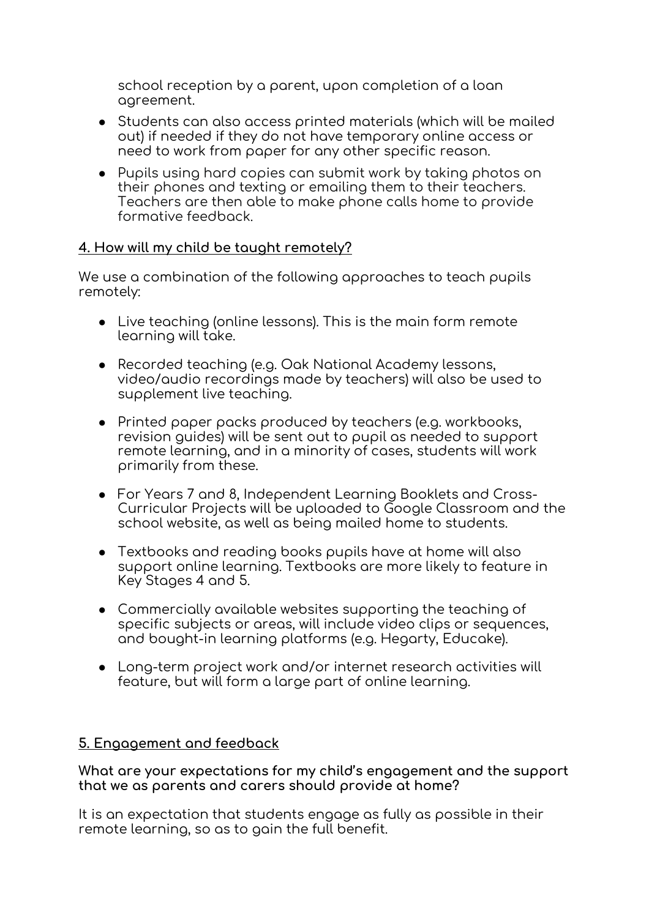school reception by a parent, upon completion of a loan agreement.

- Students can also access printed materials (which will be mailed out) if needed if they do not have temporary online access or need to work from paper for any other specific reason.
- Pupils using hard copies can submit work by taking photos on their phones and texting or emailing them to their teachers. Teachers are then able to make phone calls home to provide formative feedback.

## 4. How will my child be taught remotely?

We use a combination of the following approaches to teach pupils remotely:

- Live teaching (online lessons). This is the main form remote learning will take.
- Recorded teaching (e.g. Oak National Academy lessons, video/audio recordings made by teachers) will also be used to supplement live teaching.
- Printed paper packs produced by teachers (e.g. workbooks, revision guides) will be sent out to pupil as needed to support remote learning, and in a minority of cases, students will work primarily from these.
- For Years 7 and 8, Independent Learning Booklets and Cross-Curricular Projects will be uploaded to Google Classroom and the school website, as well as being mailed home to students.
- Textbooks and reading books pupils have at home will also support online learning. Textbooks are more likely to feature in Key Stages 4 and 5.
- Commercially available websites supporting the teaching of specific subjects or areas, will include video clips or sequences, and bought-in learning platforms (e.g. Hegarty, Educake).
- Long-term project work and/or internet research activities will feature, but will form a large part of online learning.

## 5. Engagement and feedback

**What are your expectations for my child's engagement and the support that we as parents and carers should provide at home?**

It is an expectation that students engage as fully as possible in their remote learning, so as to gain the full benefit.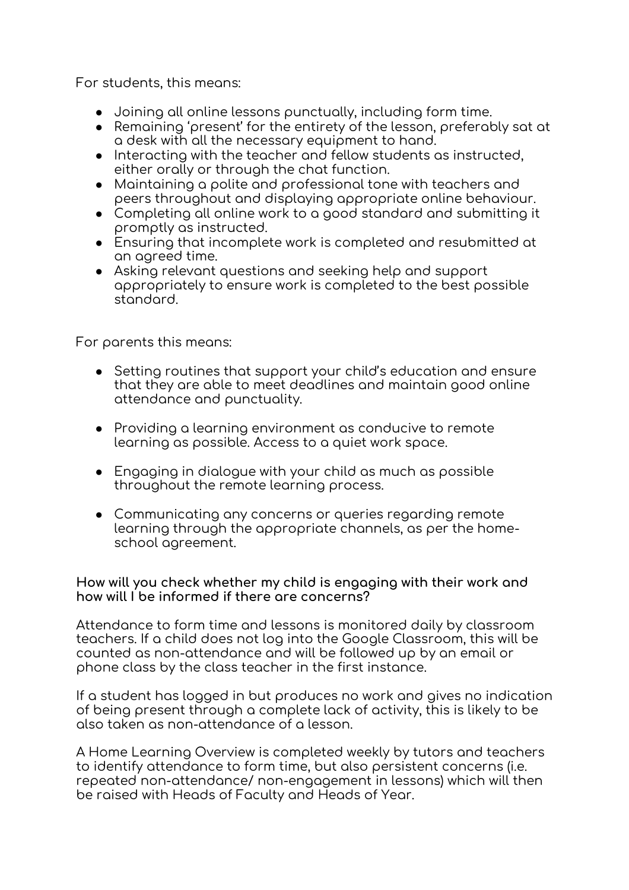For students, this means:

- Joining all online lessons punctually, including form time.
- Remaining 'present' for the entirety of the lesson, preferably sat at a desk with all the necessary equipment to hand.
- Interacting with the teacher and fellow students as instructed, either orally or through the chat function.
- Maintaining a polite and professional tone with teachers and peers throughout and displaying appropriate online behaviour.
- Completing all online work to a good standard and submitting it promptly as instructed.
- Ensuring that incomplete work is completed and resubmitted at an agreed time.
- Asking relevant questions and seeking help and support appropriately to ensure work is completed to the best possible standard.

For parents this means:

- Setting routines that support your child's education and ensure that they are able to meet deadlines and maintain good online attendance and punctuality.

- Providing a learning environment as conducive to remote learning as possible. Access to a quiet work space.

- Engaging in dialogue with your child as much as possible throughout the remote learning process.

- Communicating any concerns or queries regarding remote learning through the appropriate channels, as per the home-school agreement.

**How will you check whether my child is engaging with their work and how will I be informed if there are concerns?**

Attendance to form time and lessons is monitored daily by classroom teachers. If a child does not log into the Google Classroom, this will be counted as non-attendance and will be followed up by an email or phone class by the class teacher in the first instance.

If a student has logged in but produces no work and gives no indication of being present through a complete lack of activity, this is likely to be also taken as non-attendance of a lesson.

A Home Learning Overview is completed weekly by tutors and teachers to identify attendance to form time, but also persistent concerns (i.e. repeated non-attendance/ non-engagement in lessons) which will then be raised with Heads of Faculty and Heads of Year.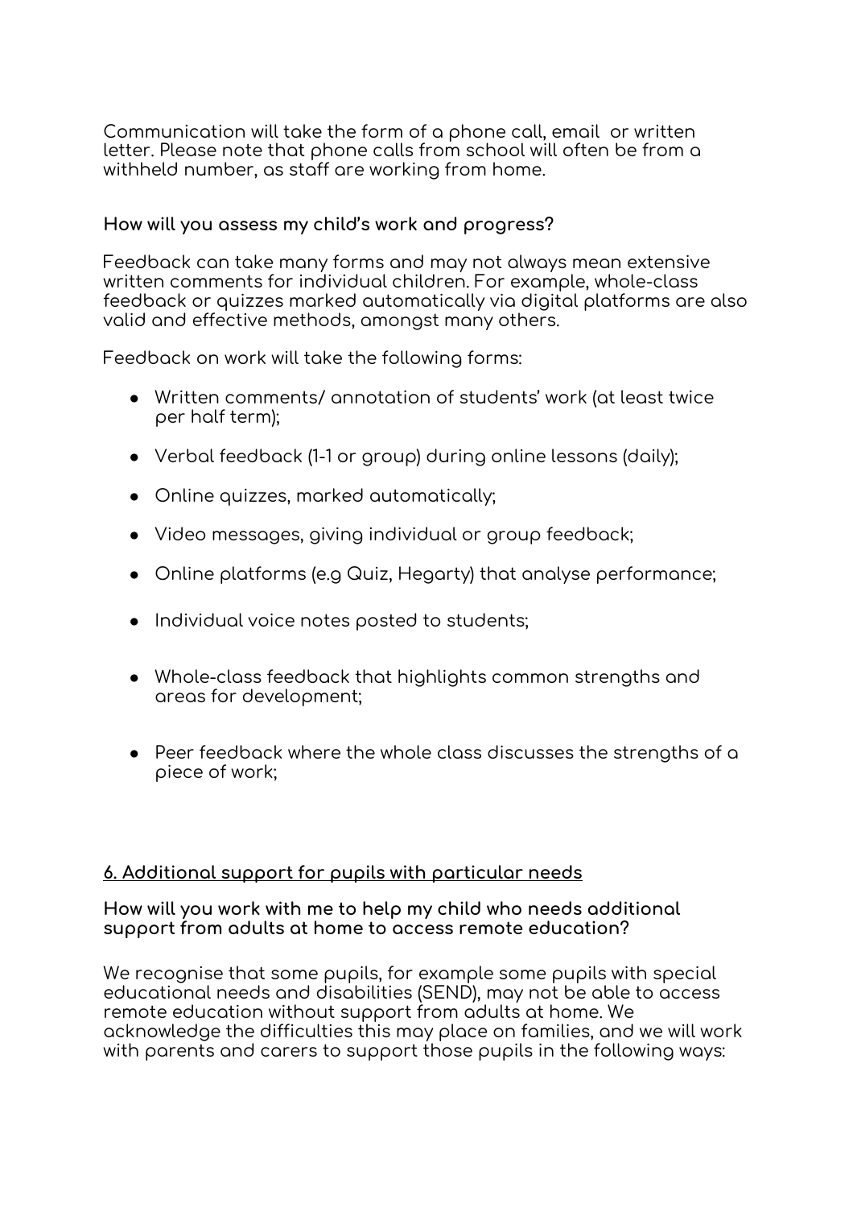Communication will take the form of a phone call, email or written letter. Please note that phone calls from school will often be from a withheld number, as staff are working from home.

**How will you assess my child's work and progress?**

Feedback can take many forms and may not always mean extensive written comments for individual children. For example, whole-class feedback or quizzes marked automatically via digital platforms are also valid and effective methods, amongst many others.

Feedback on work will take the following forms:

- Written comments/ annotation of students' work (at least twice per half term);
- Verbal feedback (1-1 or group) during online lessons (daily);
- Online quizzes, marked automatically;
- Video messages, giving individual or group feedback;
- Online platforms (e.g Quiz, Hegarty) that analyse performance;
- Individual voice notes posted to students;
- Whole-class feedback that highlights common strengths and areas for development;
- Peer feedback where the whole class discusses the strengths of a piece of work;

## 6. Additional support for pupils with particular needs

**How will you work with me to help my child who needs additional support from adults at home to access remote education?**

We recognise that some pupils, for example some pupils with special educational needs and disabilities (SEND), may not be able to access remote education without support from adults at home. We acknowledge the difficulties this may place on families, and we will work with parents and carers to support those pupils in the following ways: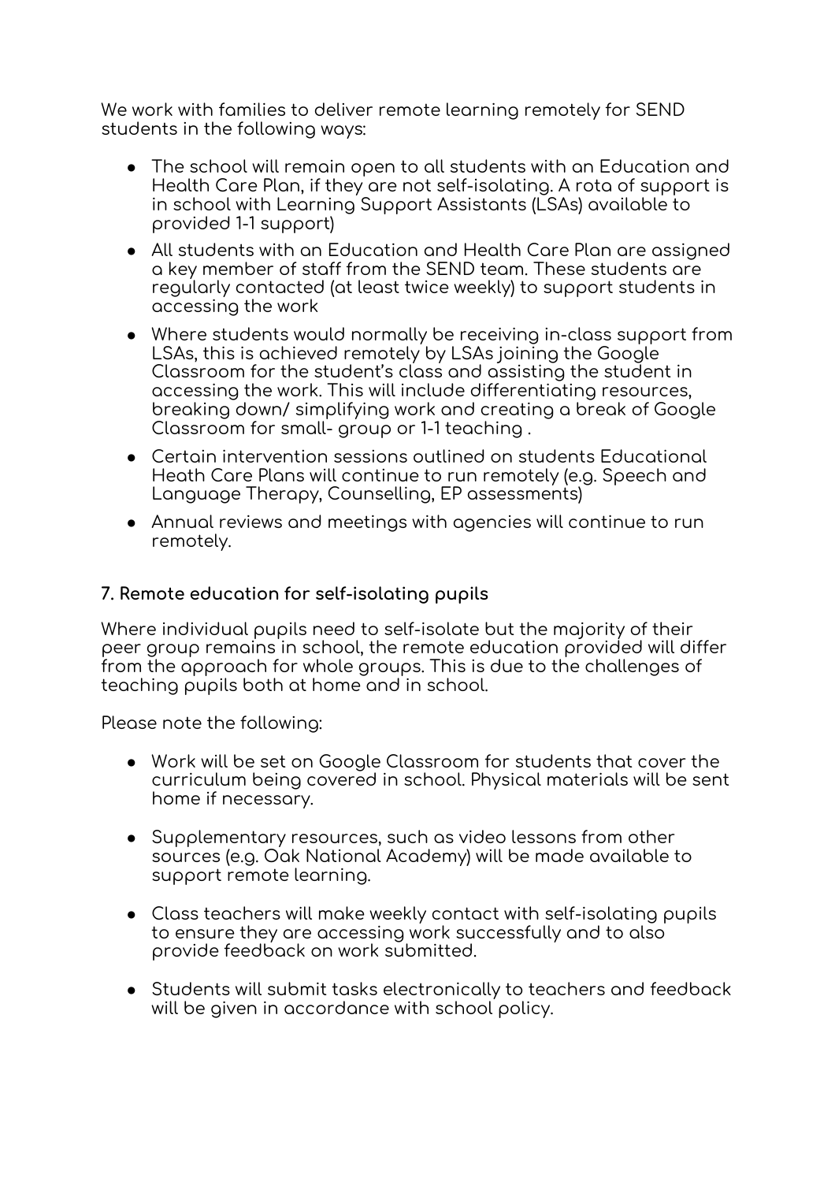We work with families to deliver remote learning remotely for SEND students in the following ways:

- The school will remain open to all students with an Education and Health Care Plan, if they are not self-isolating. A rota of support is in school with Learning Support Assistants (LSAs) available to provided 1-1 support)
- All students with an Education and Health Care Plan are assigned a key member of staff from the SEND team. These students are regularly contacted (at least twice weekly) to support students in accessing the work
- Where students would normally be receiving in-class support from LSAs, this is achieved remotely by LSAs joining the Google Classroom for the student's class and assisting the student in accessing the work. This will include differentiating resources, breaking down/ simplifying work and creating a break of Google Classroom for small- group or 1-1 teaching .
- Certain intervention sessions outlined on students Educational Heath Care Plans will continue to run remotely (e.g. Speech and Language Therapy, Counselling, EP assessments)
- Annual reviews and meetings with agencies will continue to run remotely.

**7. Remote education for self-isolating pupils**

Where individual pupils need to self-isolate but the majority of their peer group remains in school, the remote education provided will differ from the approach for whole groups. This is due to the challenges of teaching pupils both at home and in school.

Please note the following:

- Work will be set on Google Classroom for students that cover the curriculum being covered in school. Physical materials will be sent home if necessary.
- Supplementary resources, such as video lessons from other sources (e.g. Oak National Academy) will be made available to support remote learning.
- Class teachers will make weekly contact with self-isolating pupils to ensure they are accessing work successfully and to also provide feedback on work submitted.
- Students will submit tasks electronically to teachers and feedback will be given in accordance with school policy.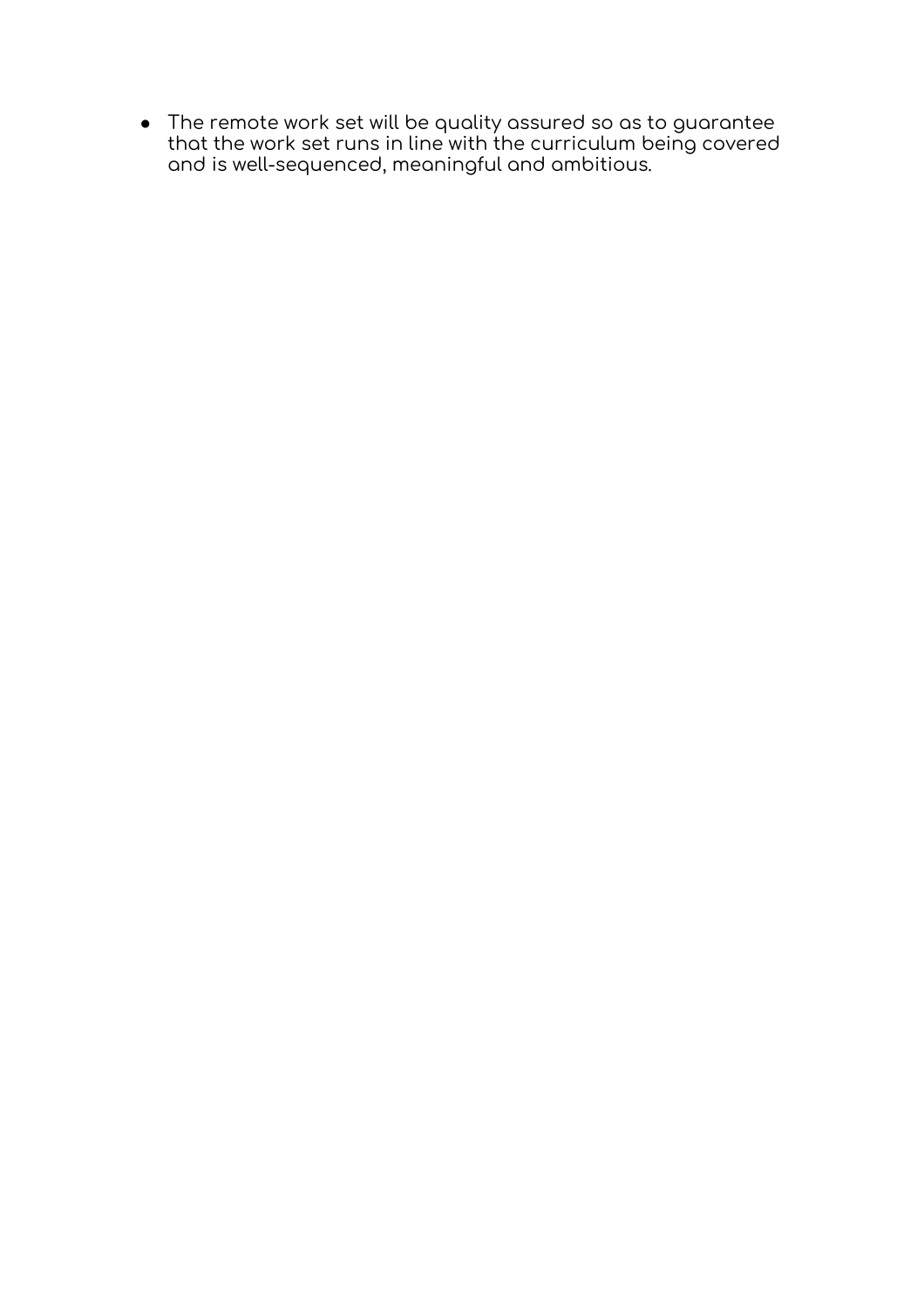- The remote work set will be quality assured so as to guarantee that the work set runs in line with the curriculum being covered and is well-sequenced, meaningful and ambitious.